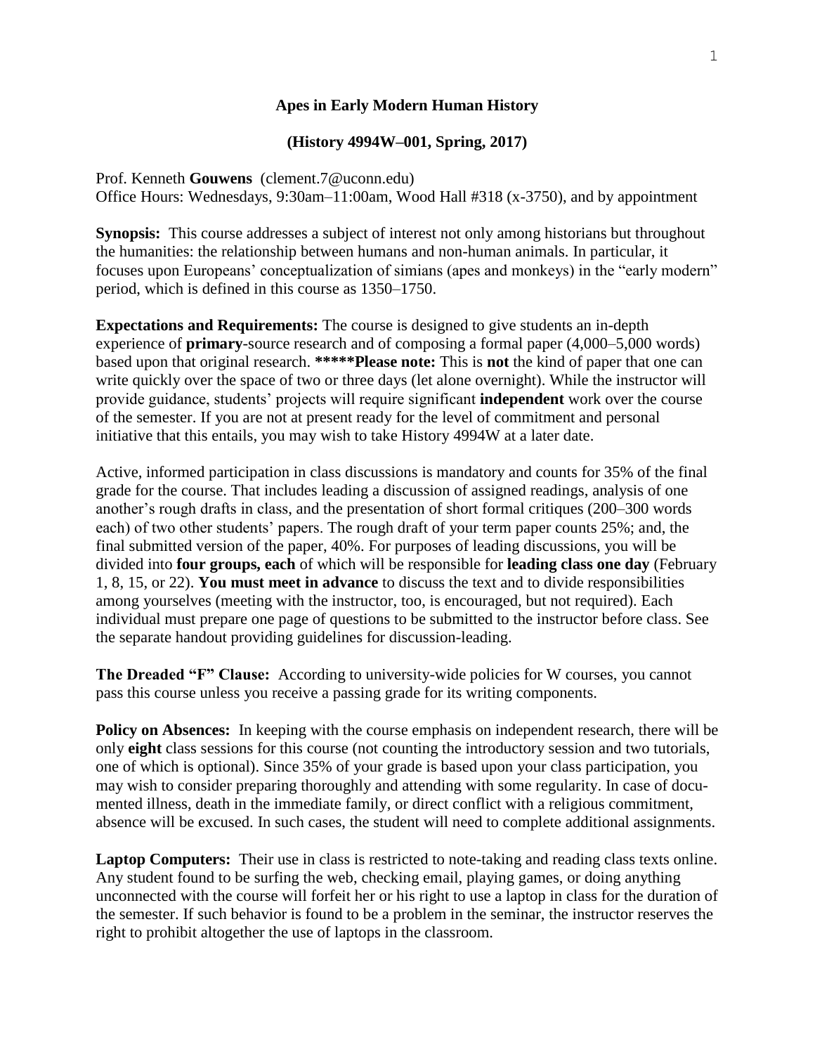# Apes in Early Modern Human History

## (History 4994W–001, Spring, 2017)

Prof. Kenneth **Gouwens** (clement.7@uconn.edu)
Office Hours: Wednesdays, 9:30am–11:00am, Wood Hall #318 (x-3750), and by appointment

**Synopsis:** This course addresses a subject of interest not only among historians but throughout the humanities: the relationship between humans and non-human animals. In particular, it focuses upon Europeans' conceptualization of simians (apes and monkeys) in the "early modern" period, which is defined in this course as 1350–1750.

**Expectations and Requirements:** The course is designed to give students an in-depth experience of **primary**-source research and of composing a formal paper (4,000–5,000 words) based upon that original research. **\*\*\*\*\*Please note:** This is **not** the kind of paper that one can write quickly over the space of two or three days (let alone overnight). While the instructor will provide guidance, students' projects will require significant **independent** work over the course of the semester. If you are not at present ready for the level of commitment and personal initiative that this entails, you may wish to take History 4994W at a later date.

Active, informed participation in class discussions is mandatory and counts for 35% of the final grade for the course. That includes leading a discussion of assigned readings, analysis of one another's rough drafts in class, and the presentation of short formal critiques (200–300 words each) of two other students' papers. The rough draft of your term paper counts 25%; and, the final submitted version of the paper, 40%. For purposes of leading discussions, you will be divided into **four groups, each** of which will be responsible for **leading class one day** (February 1, 8, 15, or 22). **You must meet in advance** to discuss the text and to divide responsibilities among yourselves (meeting with the instructor, too, is encouraged, but not required). Each individual must prepare one page of questions to be submitted to the instructor before class. See the separate handout providing guidelines for discussion-leading.

**The Dreaded "F" Clause:** According to university-wide policies for W courses, you cannot pass this course unless you receive a passing grade for its writing components.

**Policy on Absences:** In keeping with the course emphasis on independent research, there will be only **eight** class sessions for this course (not counting the introductory session and two tutorials, one of which is optional). Since 35% of your grade is based upon your class participation, you may wish to consider preparing thoroughly and attending with some regularity. In case of documented illness, death in the immediate family, or direct conflict with a religious commitment, absence will be excused. In such cases, the student will need to complete additional assignments.

**Laptop Computers:** Their use in class is restricted to note-taking and reading class texts online. Any student found to be surfing the web, checking email, playing games, or doing anything unconnected with the course will forfeit her or his right to use a laptop in class for the duration of the semester. If such behavior is found to be a problem in the seminar, the instructor reserves the right to prohibit altogether the use of laptops in the classroom.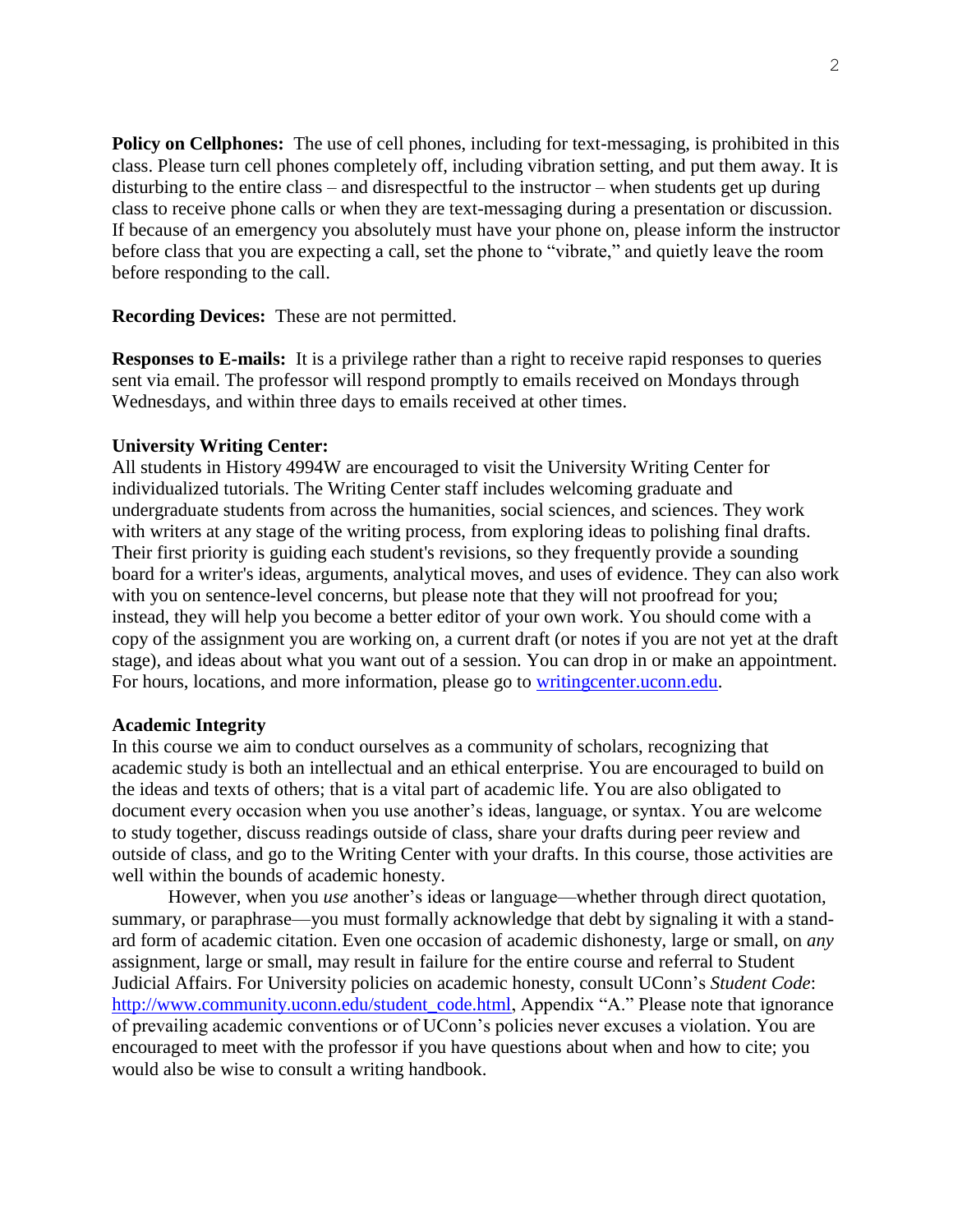**Policy on Cellphones:** The use of cell phones, including for text-messaging, is prohibited in this class. Please turn cell phones completely off, including vibration setting, and put them away. It is disturbing to the entire class – and disrespectful to the instructor – when students get up during class to receive phone calls or when they are text-messaging during a presentation or discussion. If because of an emergency you absolutely must have your phone on, please inform the instructor before class that you are expecting a call, set the phone to "vibrate," and quietly leave the room before responding to the call.

**Recording Devices:** These are not permitted.

**Responses to E-mails:** It is a privilege rather than a right to receive rapid responses to queries sent via email. The professor will respond promptly to emails received on Mondays through Wednesdays, and within three days to emails received at other times.

**University Writing Center:**
All students in History 4994W are encouraged to visit the University Writing Center for individualized tutorials. The Writing Center staff includes welcoming graduate and undergraduate students from across the humanities, social sciences, and sciences. They work with writers at any stage of the writing process, from exploring ideas to polishing final drafts. Their first priority is guiding each student's revisions, so they frequently provide a sounding board for a writer's ideas, arguments, analytical moves, and uses of evidence. They can also work with you on sentence-level concerns, but please note that they will not proofread for you; instead, they will help you become a better editor of your own work. You should come with a copy of the assignment you are working on, a current draft (or notes if you are not yet at the draft stage), and ideas about what you want out of a session. You can drop in or make an appointment. For hours, locations, and more information, please go to [writingcenter.uconn.edu](writingcenter.uconn.edu).

**Academic Integrity**
In this course we aim to conduct ourselves as a community of scholars, recognizing that academic study is both an intellectual and an ethical enterprise. You are encouraged to build on the ideas and texts of others; that is a vital part of academic life. You are also obligated to document every occasion when you use another's ideas, language, or syntax. You are welcome to study together, discuss readings outside of class, share your drafts during peer review and outside of class, and go to the Writing Center with your drafts. In this course, those activities are well within the bounds of academic honesty.

However, when you *use* another's ideas or language—whether through direct quotation, summary, or paraphrase—you must formally acknowledge that debt by signaling it with a standard form of academic citation. Even one occasion of academic dishonesty, large or small, on *any* assignment, large or small, may result in failure for the entire course and referral to Student Judicial Affairs. For University policies on academic honesty, consult UConn's *Student Code*: [http://www.community.uconn.edu/student_code.html](http://www.community.uconn.edu/student_code.html), Appendix "A." Please note that ignorance of prevailing academic conventions or of UConn's policies never excuses a violation. You are encouraged to meet with the professor if you have questions about when and how to cite; you would also be wise to consult a writing handbook.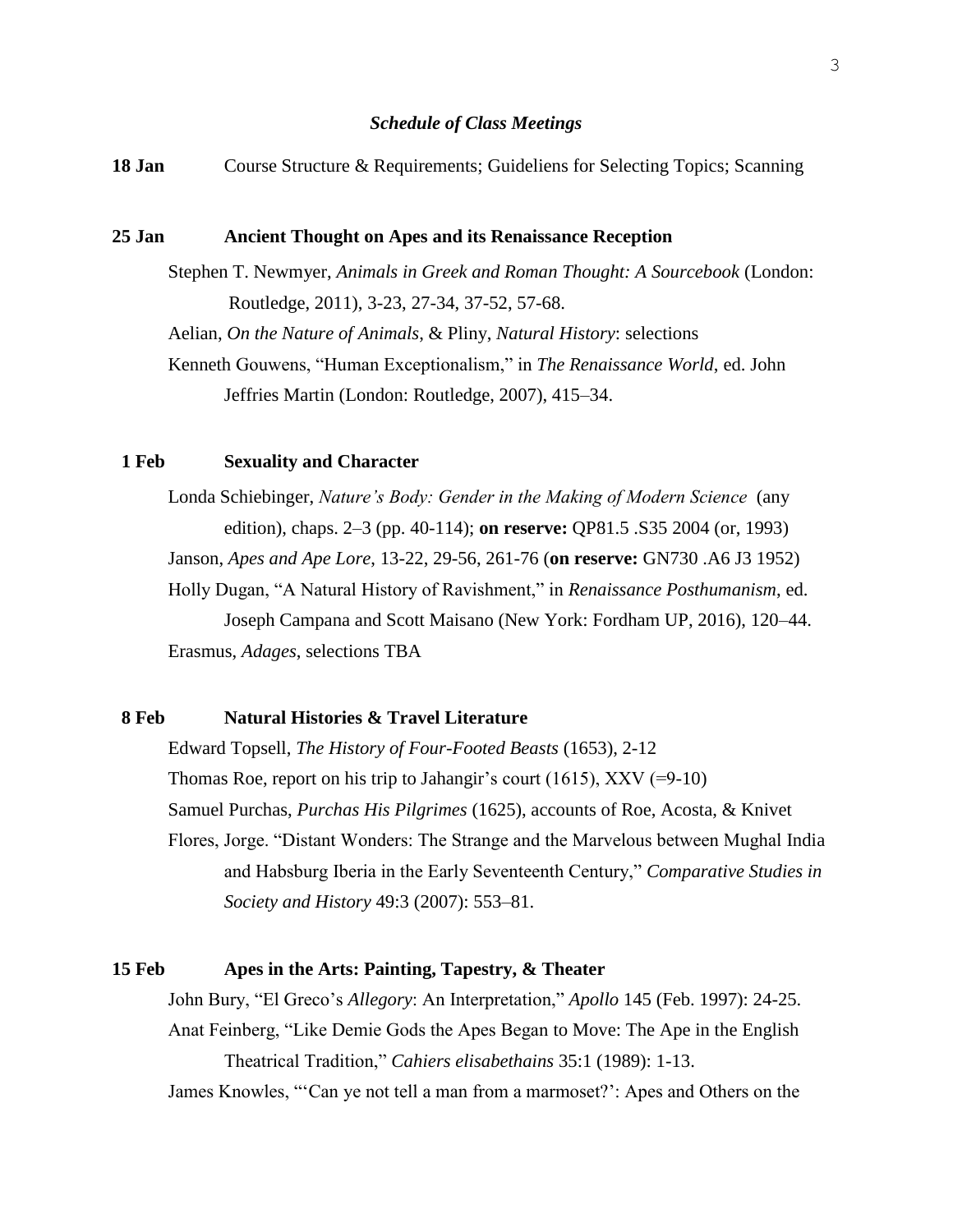### *Schedule of Class Meetings*

**18 Jan** Course Structure & Requirements; Guideliens for Selecting Topics; Scanning

**25 Jan** **Ancient Thought on Apes and its Renaissance Reception**

Stephen T. Newmyer, *Animals in Greek and Roman Thought: A Sourcebook* (London: Routledge, 2011), 3-23, 27-34, 37-52, 57-68.

Aelian, *On the Nature of Animals*, & Pliny, *Natural History*: selections

Kenneth Gouwens, "Human Exceptionalism," in *The Renaissance World*, ed. John Jeffries Martin (London: Routledge, 2007), 415–34.

**1 Feb** **Sexuality and Character**

Londa Schiebinger, *Nature's Body: Gender in the Making of Modern Science* (any edition), chaps. 2–3 (pp. 40-114); **on reserve:** QP81.5 .S35 2004 (or, 1993)

Janson, *Apes and Ape Lore*, 13-22, 29-56, 261-76 (**on reserve:** GN730 .A6 J3 1952)

Holly Dugan, "A Natural History of Ravishment," in *Renaissance Posthumanism*, ed. Joseph Campana and Scott Maisano (New York: Fordham UP, 2016), 120–44.

Erasmus, *Adages*, selections TBA

**8 Feb** **Natural Histories & Travel Literature**

Edward Topsell, *The History of Four-Footed Beasts* (1653), 2-12

Thomas Roe, report on his trip to Jahangir's court (1615), XXV (=9-10)

Samuel Purchas, *Purchas His Pilgrimes* (1625), accounts of Roe, Acosta, & Knivet

Flores, Jorge. "Distant Wonders: The Strange and the Marvelous between Mughal India and Habsburg Iberia in the Early Seventeenth Century," *Comparative Studies in Society and History* 49:3 (2007): 553–81.

**15 Feb** **Apes in the Arts: Painting, Tapestry, & Theater**

John Bury, "El Greco's *Allegory*: An Interpretation," *Apollo* 145 (Feb. 1997): 24-25.

Anat Feinberg, "Like Demie Gods the Apes Began to Move: The Ape in the English Theatrical Tradition," *Cahiers elisabethains* 35:1 (1989): 1-13.

James Knowles, "'Can ye not tell a man from a marmoset?': Apes and Others on the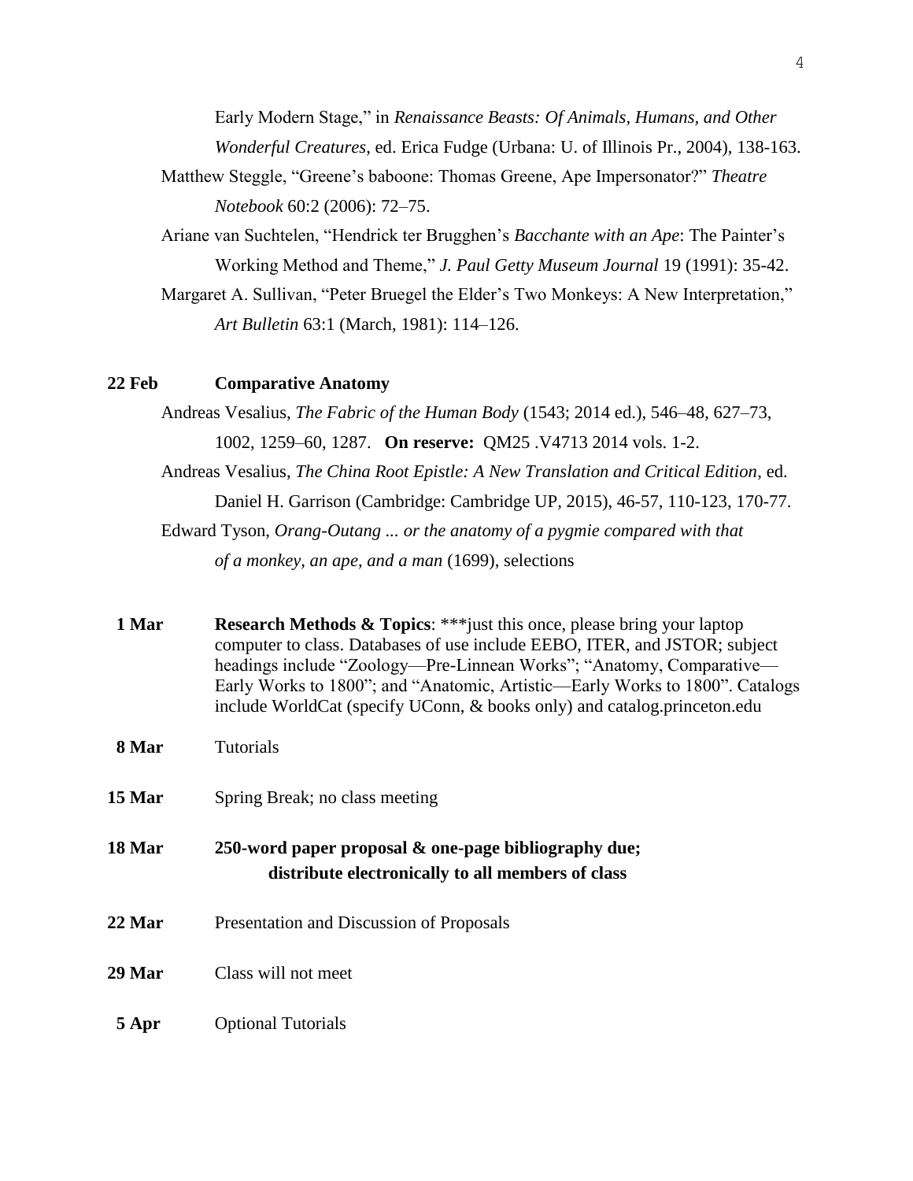Early Modern Stage," in *Renaissance Beasts: Of Animals, Humans, and Other Wonderful Creatures*, ed. Erica Fudge (Urbana: U. of Illinois Pr., 2004), 138-163.

Matthew Steggle, "Greene's baboone: Thomas Greene, Ape Impersonator?" *Theatre Notebook* 60:2 (2006): 72–75.

Ariane van Suchtelen, "Hendrick ter Brugghen's *Bacchante with an Ape*: The Painter's Working Method and Theme," *J. Paul Getty Museum Journal* 19 (1991): 35-42.

Margaret A. Sullivan, "Peter Bruegel the Elder's Two Monkeys: A New Interpretation," *Art Bulletin* 63:1 (March, 1981): 114–126.

**22 Feb** **Comparative Anatomy**

Andreas Vesalius, *The Fabric of the Human Body* (1543; 2014 ed.), 546–48, 627–73, 1002, 1259–60, 1287. **On reserve:** QM25 .V4713 2014 vols. 1-2.

Andreas Vesalius, *The China Root Epistle: A New Translation and Critical Edition*, ed. Daniel H. Garrison (Cambridge: Cambridge UP, 2015), 46-57, 110-123, 170-77.

Edward Tyson, *Orang-Outang ... or the anatomy of a pygmie compared with that of a monkey, an ape, and a man* (1699), selections

**1 Mar** **Research Methods & Topics**: ***just this once, please bring your laptop computer to class. Databases of use include EEBO, ITER, and JSTOR; subject headings include "Zoology—Pre-Linnean Works"; "Anatomy, Comparative—Early Works to 1800"; and "Anatomic, Artistic—Early Works to 1800". Catalogs include WorldCat (specify UConn, & books only) and catalog.princeton.edu

**8 Mar** Tutorials

**15 Mar** Spring Break; no class meeting

**18 Mar** **250-word paper proposal & one-page bibliography due; distribute electronically to all members of class**

**22 Mar** Presentation and Discussion of Proposals

**29 Mar** Class will not meet

**5 Apr** Optional Tutorials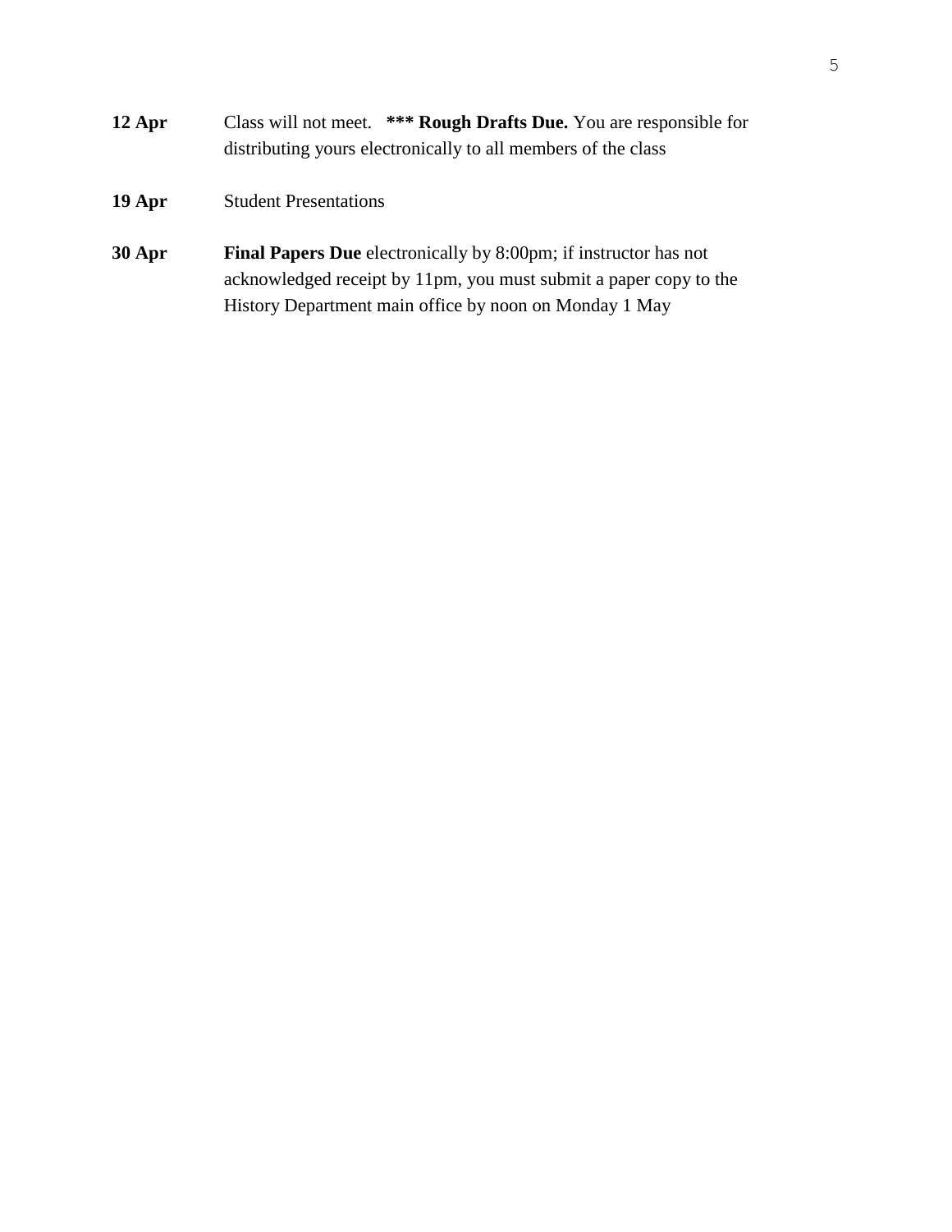**12 Apr** Class will not meet. **\*\*\* Rough Drafts Due.** You are responsible for distributing yours electronically to all members of the class

**19 Apr** Student Presentations

**30 Apr** **Final Papers Due** electronically by 8:00pm; if instructor has not acknowledged receipt by 11pm, you must submit a paper copy to the History Department main office by noon on Monday 1 May